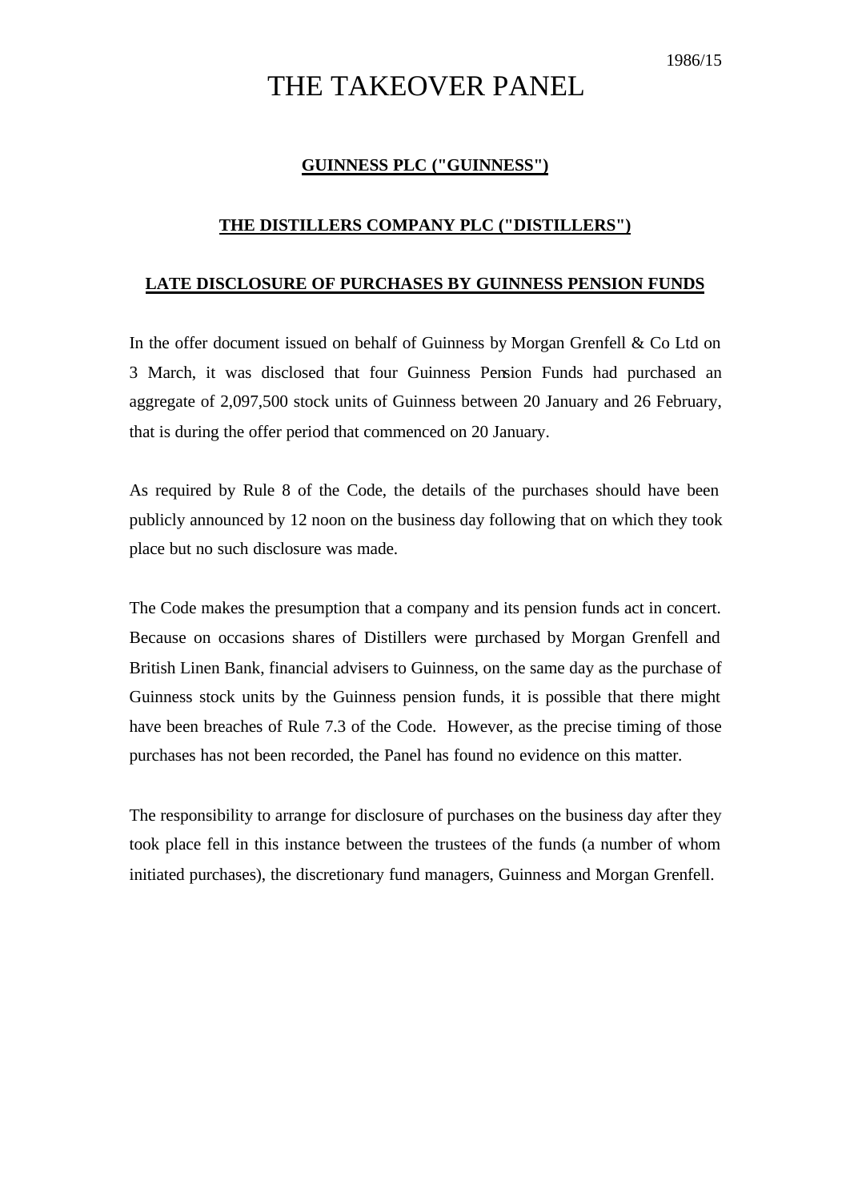1986/15

# THE TAKEOVER PANEL

**GUINNESS PLC ("GUINNESS")**

**THE DISTILLERS COMPANY PLC ("DISTILLERS")**

**LATE DISCLOSURE OF PURCHASES BY GUINNESS PENSION FUNDS**

In the offer document issued on behalf of Guinness by Morgan Grenfell & Co Ltd on 3 March, it was disclosed that four Guinness Pension Funds had purchased an aggregate of 2,097,500 stock units of Guinness between 20 January and 26 February, that is during the offer period that commenced on 20 January.

As required by Rule 8 of the Code, the details of the purchases should have been publicly announced by 12 noon on the business day following that on which they took place but no such disclosure was made.

The Code makes the presumption that a company and its pension funds act in concert. Because on occasions shares of Distillers were purchased by Morgan Grenfell and British Linen Bank, financial advisers to Guinness, on the same day as the purchase of Guinness stock units by the Guinness pension funds, it is possible that there might have been breaches of Rule 7.3 of the Code. However, as the precise timing of those purchases has not been recorded, the Panel has found no evidence on this matter.

The responsibility to arrange for disclosure of purchases on the business day after they took place fell in this instance between the trustees of the funds (a number of whom initiated purchases), the discretionary fund managers, Guinness and Morgan Grenfell.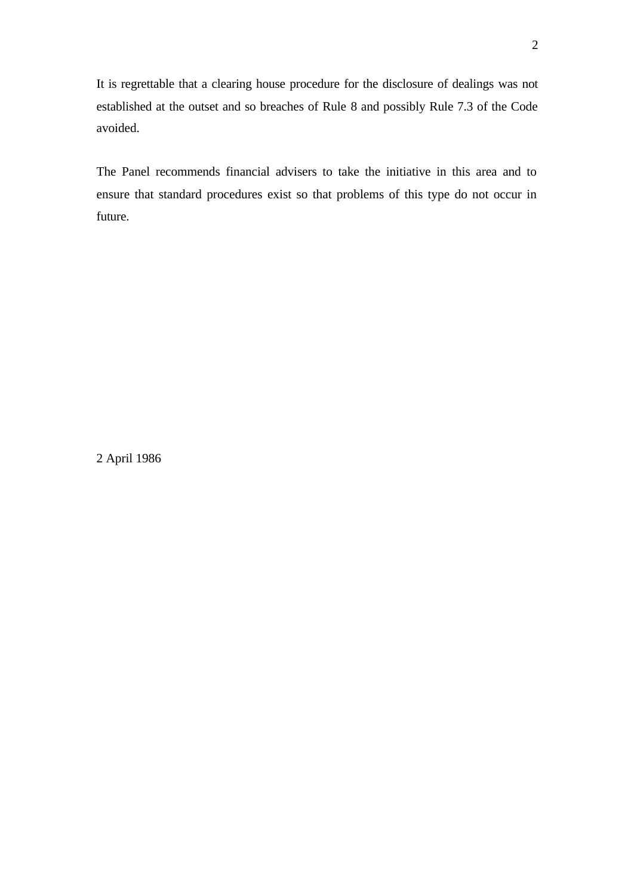It is regrettable that a clearing house procedure for the disclosure of dealings was not established at the outset and so breaches of Rule 8 and possibly Rule 7.3 of the Code avoided.

The Panel recommends financial advisers to take the initiative in this area and to ensure that standard procedures exist so that problems of this type do not occur in future.

2 April 1986